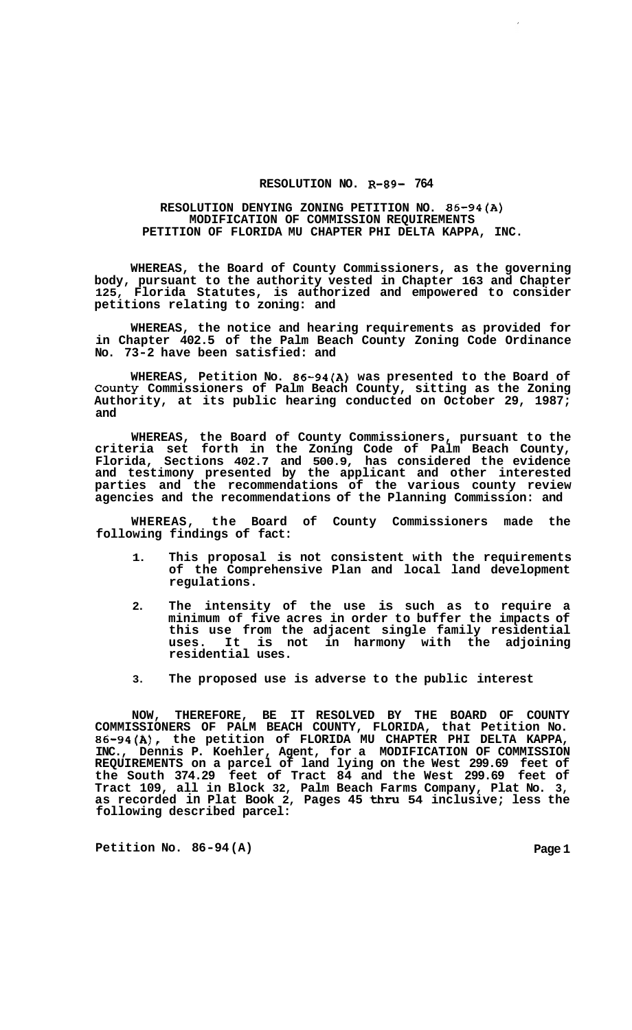# RESOLUTION NO. R-89- 764

## RESOLUTION DENYING ZONING PETITION NO. 86-94(A) MODIFICATION OF COMMISSION REQUIREMENTS PETITION OF FLORIDA MU CHAPTER PHI DELTA KAPPA, INC.

**WHEREAS, the Board of County Commissioners, as the governing body, pursuant to the authority vested in Chapter 163 and Chapter 125, Florida Statutes, is authorized and empowered to consider petitions relating to zoning: and**

**WHEREAS, the notice and hearing requirements as provided for in Chapter 402.5 of the Palm Beach County Zoning Code Ordinance No. 73-2 have been satisfied: and**

**WHEREAS, Petition No. 86-94(A) was presented to the Board of County Commissioners of Palm Beach County, sitting as the Zoning Authority, at its public hearing conducted on October 29, 1987; and**

**WHEREAS, the Board of County Commissioners, pursuant to the criteria set forth in the Zoning Code of Palm Beach County, Florida, Sections 402.7 and 500.9, has considered the evidence and testimony presented by the applicant and other interested parties and the recommendations of the various county review agencies and the recommendations of the Planning Commission: and**

**WHEREAS, the Board of County Commissioners made the following findings of fact:**

1. **This proposal is not consistent with the requirements of the Comprehensive Plan and local land development regulations.**

2. **The intensity of the use is such as to require a minimum of five acres in order to buffer the impacts of this use from the adjacent single family residential uses. It is not in harmony with the adjoining residential uses.**

3. **The proposed use is adverse to the public interest**

**NOW, THEREFORE, BE IT RESOLVED BY THE BOARD OF COUNTY COMMISSIONERS OF PALM BEACH COUNTY, FLORIDA, that Petition No. 86-94(A), the petition of FLORIDA MU CHAPTER PHI DELTA KAPPA, INC., Dennis P. Koehler, Agent, for a MODIFICATION OF COMMISSION REQUIREMENTS on a parcel of land lying on the West 299.69 feet of the South 374.29 feet of Tract 84 and the West 299.69 feet of Tract 109, all in Block 32, Palm Beach Farms Company, Plat No. 3, as recorded in Plat Book 2, Pages 45 thru 54 inclusive; less the following described parcel:**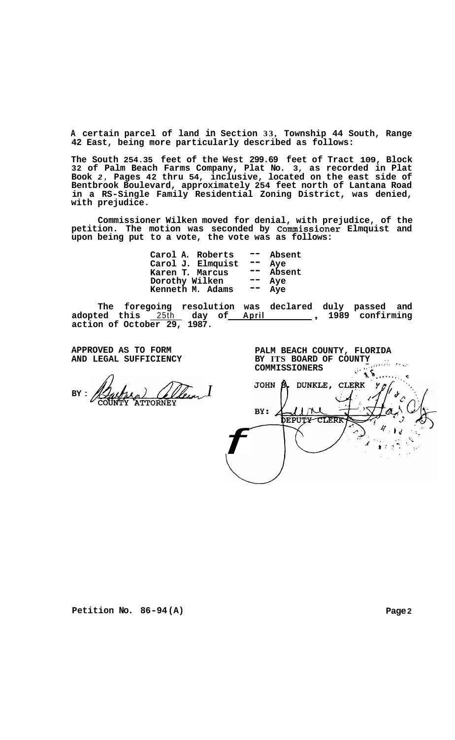**A certain parcel of land in Section 33, Township 44 South, Range 42 East, being more particularly described as follows:**

**The South 254.35 feet of the West 299.69 feet of Tract 109, Block 32 of Palm Beach Farms Company, Plat No. 3, as recorded in Plat Book 2, Pages 42 thru 54, inclusive, located on the east side of Bentbrook Boulevard, approximately 254 feet north of Lantana Road in a RS-Single Family Residential Zoning District, was denied, with prejudice.**

**Commissioner Wilken moved for denial, with prejudice, of the petition. The motion was seconded by Commissioner Elmquist and upon being put to a vote, the vote was as follows:**

| | | |
|---|---|---|
| Carol A. Roberts | -- | Absent |
| Carol J. Elmquist | -- | Aye |
| Karen T. Marcus | -- | Absent |
| Dorothy Wilken | -- | Aye |
| Kenneth M. Adams | -- | Aye |

**The foregoing resolution was declared duly passed and adopted this** 25th **day of** April **, 1989 confirming action of October 29, 1987.**

**APPROVED AS TO FORM AND LEGAL SUFFICIENCY**

**BY:** ______________________
COUNTY ATTORNEY

**PALM BEACH COUNTY, FLORIDA BY ITS BOARD OF COUNTY COMMISSIONERS**

JOHN B. DUNKLE, CLERK

BY: ______________________
DEPUTY CLERK

**Petition No. 86-94(A)**